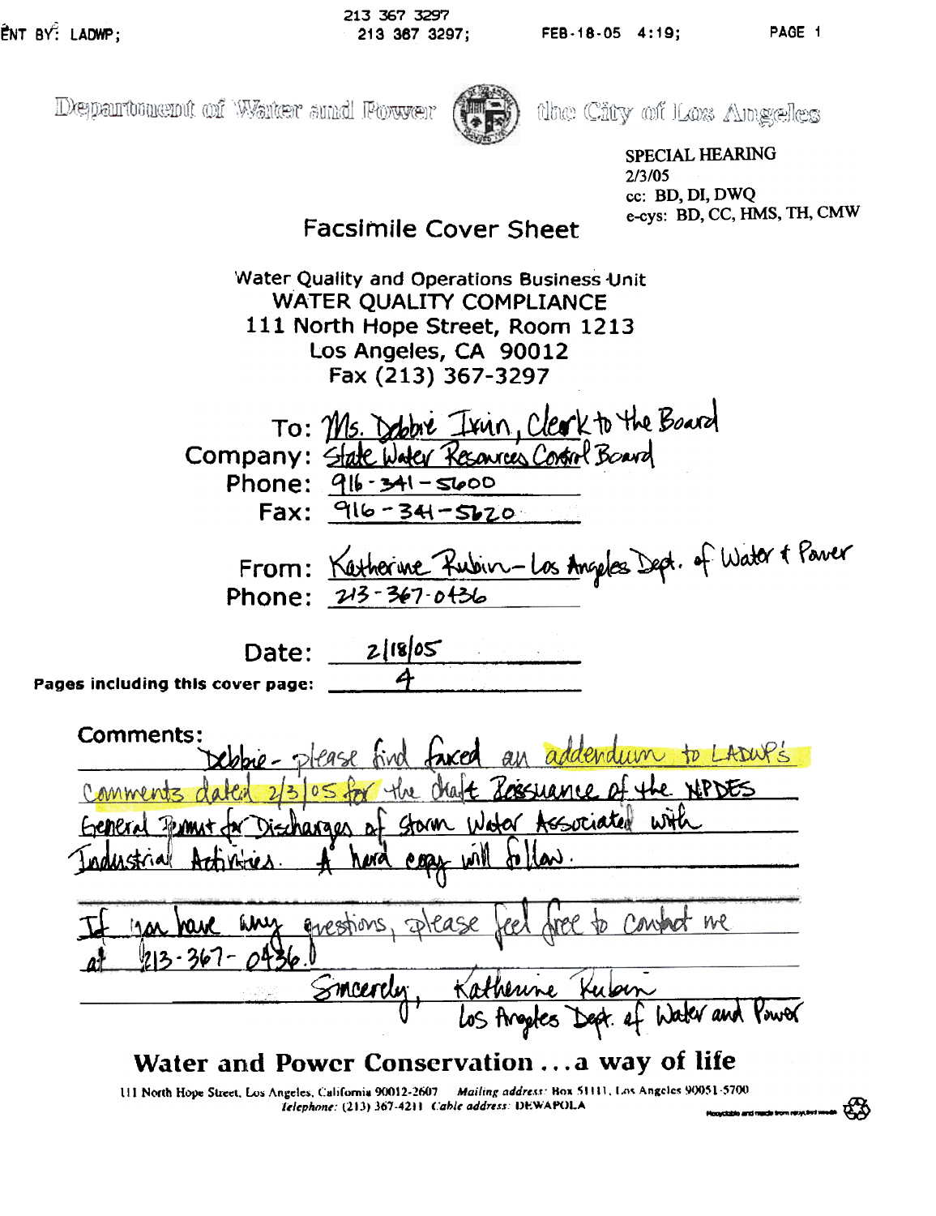Department of Water and Power — the City of Los Angeles

SPECIAL HEARING
2/3/05
cc: BD, DI, DWQ
e-cys: BD, CC, HMS, TH, CMW

# Facsimile Cover Sheet

Water Quality and Operations Business Unit
WATER QUALITY COMPLIANCE
111 North Hope Street, Room 1213
Los Angeles, CA 90012
Fax (213) 367-3297

To: Ms. Debbie Irvin, Clerk to the Board
Company: State Water Resources Control Board
Phone: 916-341-5600
Fax: 916-341-5620

From: Katherine Rubin – Los Angeles Dept. of Water & Power
Phone: 213-367-0436

Date: 2/18/05

Pages including this cover page: 4

Comments:
Debbie – please find faxed an addendum to LADWP's comments dated 2/3/05 for the draft Reissuance of the NPDES General Permit for Discharges of Storm Water Associated with Industrial Activities. A hard copy will follow.

If you have any questions, please feel free to contact me at 213-367-0436.

Sincerely, Katherine Rubin
Los Angeles Dept. of Water and Power

**Water and Power Conservation . . . a way of life**

111 North Hope Street, Los Angeles, California 90012-2607 *Mailing address:* Box 51111, Los Angeles 90051-5700
*Telephone:* (213) 367-4211 *Cable address:* DEWAPOLA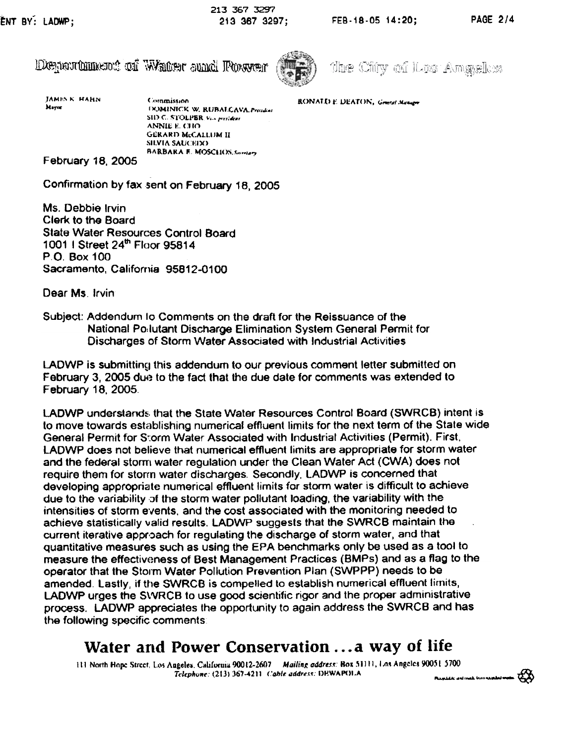Department of Water and Power — the City of Los Angeles

JAMES K. HAHN
Mayor

Commission
DOMINICK W. RUBALCAVA, *President*
SID C. STOLPER, *Vice-president*
ANNIE E. CHO
GERARD McCALLUM II
SILVIA SAUCEDO
BARBARA E. MOSCHOS, *Secretary*

RONALD F. DEATON, *General Manager*

February 18, 2005

Confirmation by fax sent on February 18, 2005

Ms. Debbie Irvin
Clerk to the Board
State Water Resources Control Board
1001 I Street 24th Floor 95814
P.O. Box 100
Sacramento, California 95812-0100

Dear Ms. Irvin

Subject: Addendum lo Comments on the draft for the Reissuance of the National Pollutant Discharge Elimination System General Permit for Discharges of Storm Water Associated with Industrial Activities

LADWP is submitting this addendum to our previous comment letter submitted on February 3, 2005 due to the fact that the due date for comments was extended to February 18, 2005.

LADWP understands that the State Water Resources Control Board (SWRCB) intent is to move towards establishing numerical effluent limits for the next term of the State wide General Permit for Storm Water Associated with Industrial Activities (Permit). First, LADWP does not believe that numerical effluent limits are appropriate for storm water and the federal storm water regulation under the Clean Water Act (CWA) does not require them for storm water discharges. Secondly, LADWP is concerned that developing appropriate numerical effluent limits for storm water is difficult to achieve due to the variability of the storm water pollutant loading, the variability with the intensities of storm events, and the cost associated with the monitoring needed to achieve statistically valid results. LADWP suggests that the SWRCB maintain the current iterative approach for regulating the discharge of storm water, and that quantitative measures such as using the EPA benchmarks only be used as a tool to measure the effectiveness of Best Management Practices (BMPs) and as a flag to the operator that the Storm Water Pollution Prevention Plan (SWPPP) needs to be amended. Lastly, if the SWRCB is compelled to establish numerical effluent limits, LADWP urges the SWRCB to use good scientific rigor and the proper administrative process. LADWP appreciates the opportunity to again address the SWRCB and has the following specific comments.

**Water and Power Conservation ...a way of life**

111 North Hope Street, Los Angeles, California 90012-2607 *Mailing address:* Box 51111, Los Angeles 90051 5700
*Telephone:* (213) 367-4211 *Cable address:* DEWAPOLA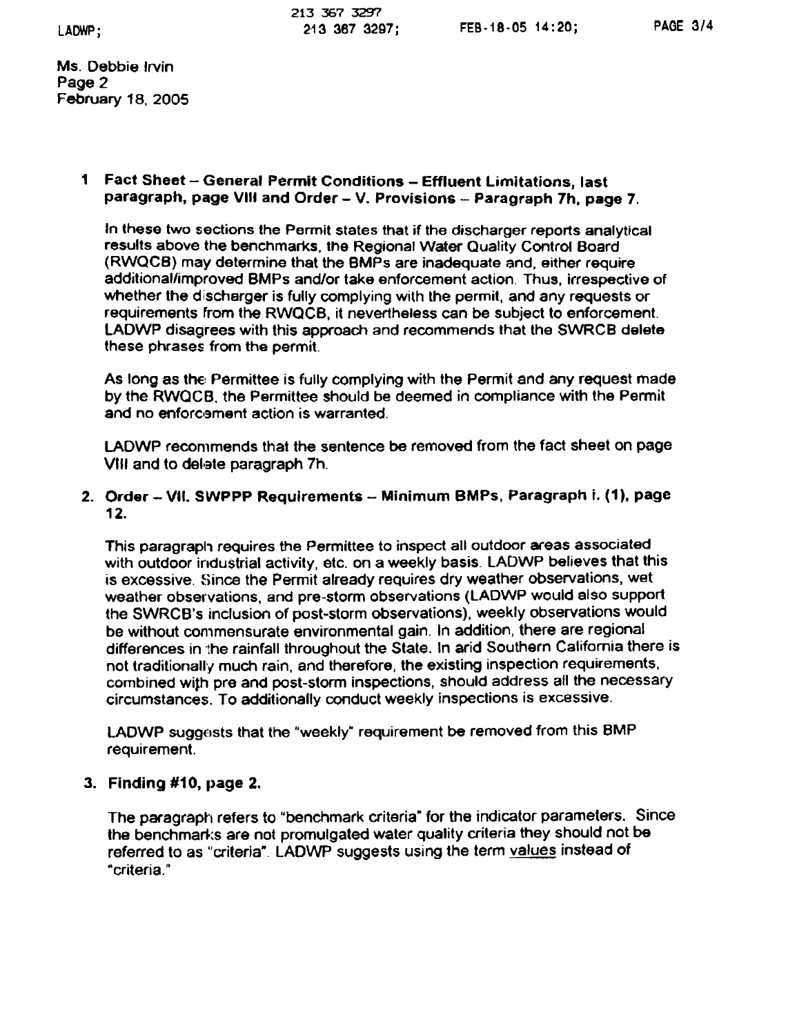Ms. Debbie Irvin
Page 2
February 18, 2005

1. **Fact Sheet – General Permit Conditions – Effluent Limitations, last paragraph, page VIII and Order – V. Provisions – Paragraph 7h, page 7.**

   In these two sections the Permit states that if the discharger reports analytical results above the benchmarks, the Regional Water Quality Control Board (RWQCB) may determine that the BMPs are inadequate and, either require additional/improved BMPs and/or take enforcement action. Thus, irrespective of whether the discharger is fully complying with the permit, and any requests or requirements from the RWQCB, it nevertheless can be subject to enforcement. LADWP disagrees with this approach and recommends that the SWRCB delete these phrases from the permit.

   As long as the Permittee is fully complying with the Permit and any request made by the RWQCB, the Permittee should be deemed in compliance with the Permit and no enforcement action is warranted.

   LADWP recommends that the sentence be removed from the fact sheet on page VIII and to delete paragraph 7h.

2. **Order – VII. SWPPP Requirements – Minimum BMPs, Paragraph i. (1), page 12.**

   This paragraph requires the Permittee to inspect all outdoor areas associated with outdoor industrial activity, etc. on a weekly basis. LADWP believes that this is excessive. Since the Permit already requires dry weather observations, wet weather observations, and pre-storm observations (LADWP would also support the SWRCB's inclusion of post-storm observations), weekly observations would be without commensurate environmental gain. In addition, there are regional differences in the rainfall throughout the State. In arid Southern California there is not traditionally much rain, and therefore, the existing inspection requirements, combined with pre and post-storm inspections, should address all the necessary circumstances. To additionally conduct weekly inspections is excessive.

   LADWP suggests that the "weekly" requirement be removed from this BMP requirement.

3. **Finding #10, page 2.**

   The paragraph refers to "benchmark criteria" for the indicator parameters. Since the benchmarks are not promulgated water quality criteria they should not be referred to as "criteria". LADWP suggests using the term values instead of "criteria."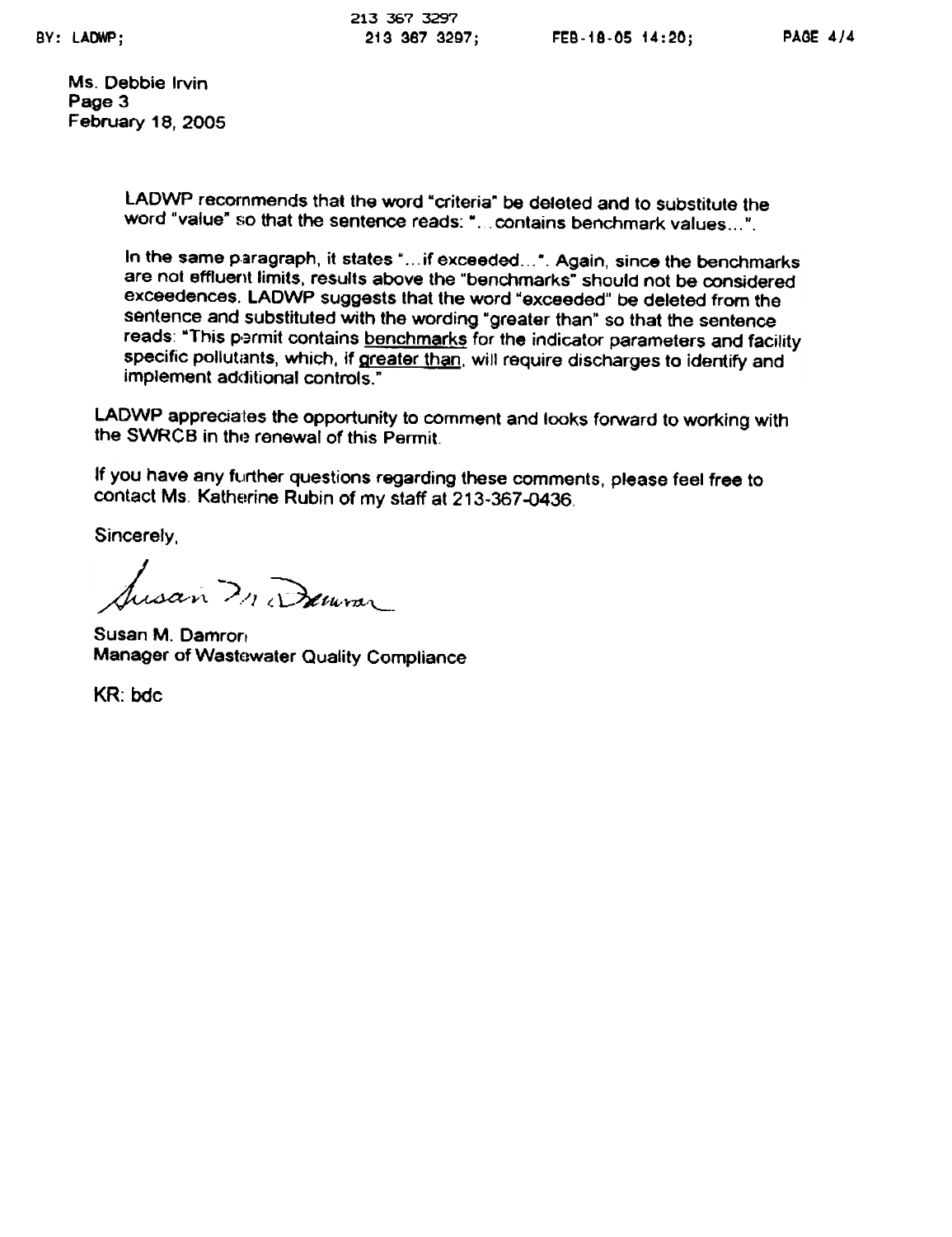Ms. Debbie Irvin
Page 3
February 18, 2005

> LADWP recommends that the word "criteria" be deleted and to substitute the word "value" so that the sentence reads: "...contains benchmark values...".
>
> In the same paragraph, it states "...if exceeded...". Again, since the benchmarks are not effluent limits, results above the "benchmarks" should not be considered exceedences. LADWP suggests that the word "exceeded" be deleted from the sentence and substituted with the wording "greater than" so that the sentence reads: "This permit contains <u>benchmarks</u> for the indicator parameters and facility specific pollutants, which, if <u>greater than</u>, will require discharges to identify and implement additional controls."

LADWP appreciates the opportunity to comment and looks forward to working with the SWRCB in the renewal of this Permit.

If you have any further questions regarding these comments, please feel free to contact Ms. Katherine Rubin of my staff at 213-367-0436.

Sincerely,

Susan M. Damron

Susan M. Damron
Manager of Wastewater Quality Compliance

KR: bdc